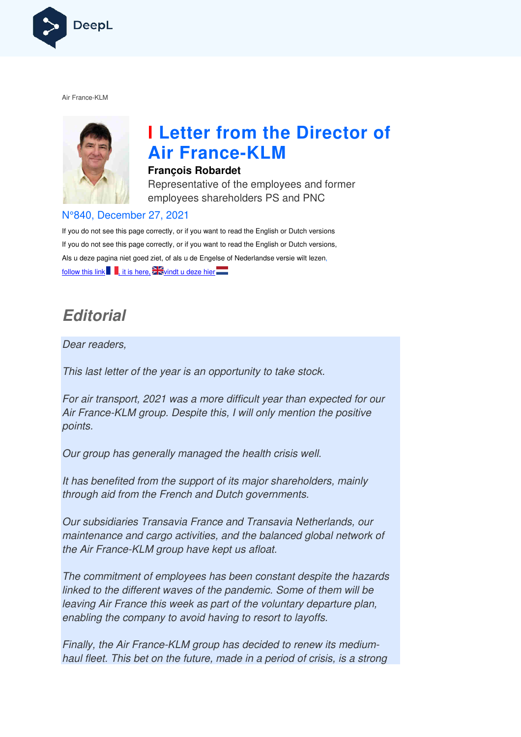Air France-KLM

# Letter from the Director of Air France-KLM

**François Robardet**

Representative of the employees and former employees shareholders PS and PNC

N°840, December 27, 2021

If you do not see this page correctly, or if you want to read the English or Dutch versions

If you do not see this page correctly, or if you want to read the English or Dutch versions,

Als u deze pagina niet goed ziet, of als u de Engelse of Nederlandse versie wilt lezen,

follow this link, it is here, vindt u deze hier

## Editorial

*Dear readers,*

*This last letter of the year is an opportunity to take stock.*

*For air transport, 2021 was a more difficult year than expected for our Air France-KLM group. Despite this, I will only mention the positive points.*

*Our group has generally managed the health crisis well.*

*It has benefited from the support of its major shareholders, mainly through aid from the French and Dutch governments.*

*Our subsidiaries Transavia France and Transavia Netherlands, our maintenance and cargo activities, and the balanced global network of the Air France-KLM group have kept us afloat.*

*The commitment of employees has been constant despite the hazards linked to the different waves of the pandemic. Some of them will be leaving Air France this week as part of the voluntary departure plan, enabling the company to avoid having to resort to layoffs.*

*Finally, the Air France-KLM group has decided to renew its medium-haul fleet. This bet on the future, made in a period of crisis, is a strong*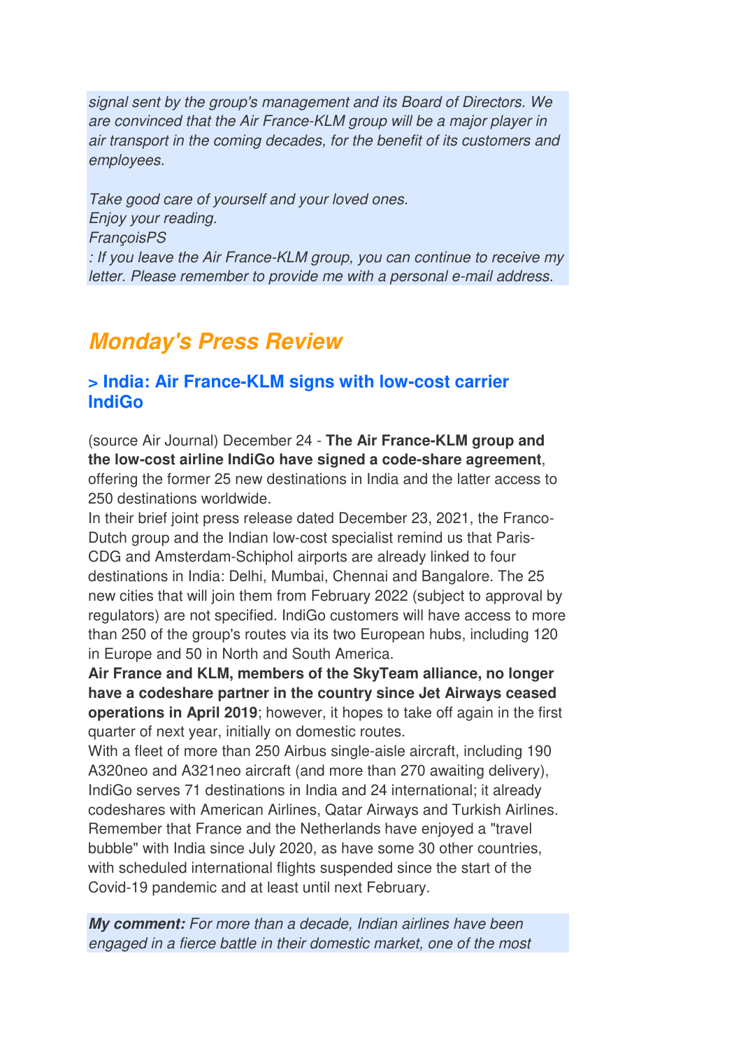*signal sent by the group's management and its Board of Directors. We are convinced that the Air France-KLM group will be a major player in air transport in the coming decades, for the benefit of its customers and employees.*

*Take good care of yourself and your loved ones.*
*Enjoy your reading.*
*FrançoisPS*
*: If you leave the Air France-KLM group, you can continue to receive my letter. Please remember to provide me with a personal e-mail address.*

## Monday's Press Review

### > India: Air France-KLM signs with low-cost carrier IndiGo

(source Air Journal) December 24 - **The Air France-KLM group and the low-cost airline IndiGo have signed a code-share agreement**, offering the former 25 new destinations in India and the latter access to 250 destinations worldwide.
In their brief joint press release dated December 23, 2021, the Franco-Dutch group and the Indian low-cost specialist remind us that Paris-CDG and Amsterdam-Schiphol airports are already linked to four destinations in India: Delhi, Mumbai, Chennai and Bangalore. The 25 new cities that will join them from February 2022 (subject to approval by regulators) are not specified. IndiGo customers will have access to more than 250 of the group's routes via its two European hubs, including 120 in Europe and 50 in North and South America.
**Air France and KLM, members of the SkyTeam alliance, no longer have a codeshare partner in the country since Jet Airways ceased operations in April 2019**; however, it hopes to take off again in the first quarter of next year, initially on domestic routes.
With a fleet of more than 250 Airbus single-aisle aircraft, including 190 A320neo and A321neo aircraft (and more than 270 awaiting delivery), IndiGo serves 71 destinations in India and 24 international; it already codeshares with American Airlines, Qatar Airways and Turkish Airlines.
Remember that France and the Netherlands have enjoyed a "travel bubble" with India since July 2020, as have some 30 other countries, with scheduled international flights suspended since the start of the Covid-19 pandemic and at least until next February.

***My comment:*** *For more than a decade, Indian airlines have been engaged in a fierce battle in their domestic market, one of the most*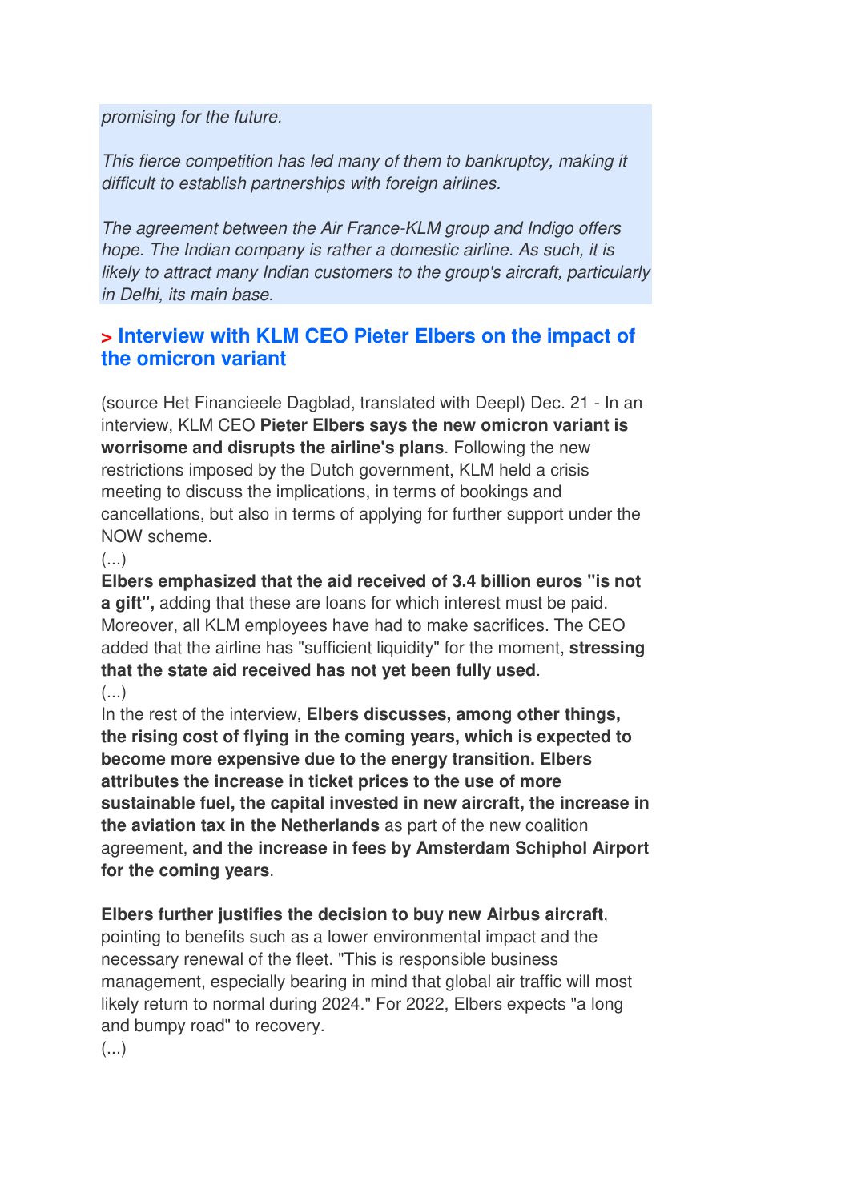*promising for the future.*

*This fierce competition has led many of them to bankruptcy, making it difficult to establish partnerships with foreign airlines.*

*The agreement between the Air France-KLM group and Indigo offers hope. The Indian company is rather a domestic airline. As such, it is likely to attract many Indian customers to the group's aircraft, particularly in Delhi, its main base.*

## > Interview with KLM CEO Pieter Elbers on the impact of the omicron variant

(source Het Financieele Dagblad, translated with Deepl) Dec. 21 - In an interview, KLM CEO **Pieter Elbers says the new omicron variant is worrisome and disrupts the airline's plans**. Following the new restrictions imposed by the Dutch government, KLM held a crisis meeting to discuss the implications, in terms of bookings and cancellations, but also in terms of applying for further support under the NOW scheme.

(...)

**Elbers emphasized that the aid received of 3.4 billion euros "is not a gift",** adding that these are loans for which interest must be paid. Moreover, all KLM employees have had to make sacrifices. The CEO added that the airline has "sufficient liquidity" for the moment, **stressing that the state aid received has not yet been fully used**.

(...)

In the rest of the interview, **Elbers discusses, among other things, the rising cost of flying in the coming years, which is expected to become more expensive due to the energy transition. Elbers attributes the increase in ticket prices to the use of more sustainable fuel, the capital invested in new aircraft, the increase in the aviation tax in the Netherlands** as part of the new coalition agreement, **and the increase in fees by Amsterdam Schiphol Airport for the coming years**.

**Elbers further justifies the decision to buy new Airbus aircraft**, pointing to benefits such as a lower environmental impact and the necessary renewal of the fleet. "This is responsible business management, especially bearing in mind that global air traffic will most likely return to normal during 2024." For 2022, Elbers expects "a long and bumpy road" to recovery.

(...)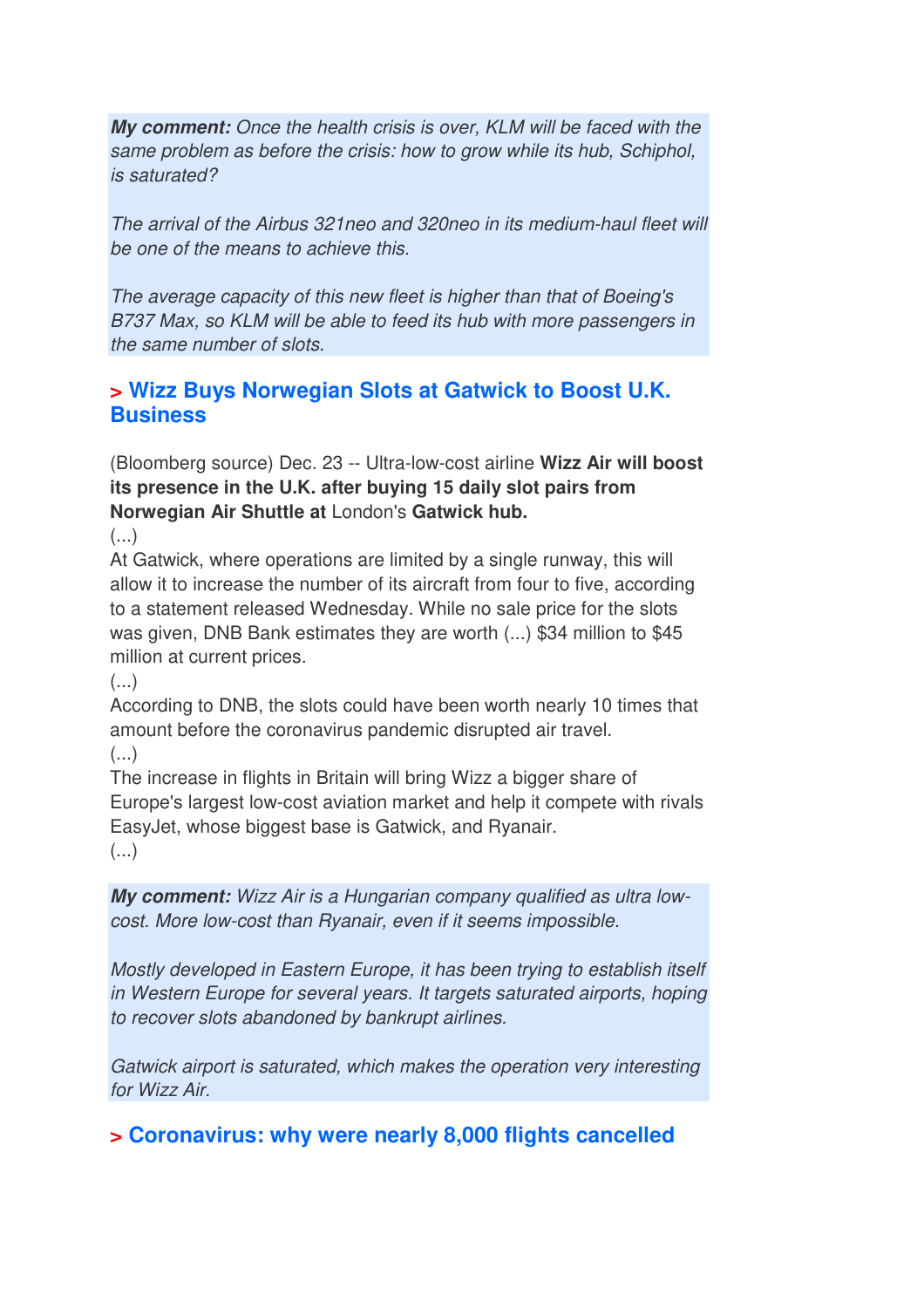***My comment:*** *Once the health crisis is over, KLM will be faced with the same problem as before the crisis: how to grow while its hub, Schiphol, is saturated?*

*The arrival of the Airbus 321neo and 320neo in its medium-haul fleet will be one of the means to achieve this.*

*The average capacity of this new fleet is higher than that of Boeing's B737 Max, so KLM will be able to feed its hub with more passengers in the same number of slots.*

## > Wizz Buys Norwegian Slots at Gatwick to Boost U.K. Business

(Bloomberg source) Dec. 23 -- Ultra-low-cost airline **Wizz Air will boost its presence in the U.K. after buying 15 daily slot pairs from Norwegian Air Shuttle at** London's **Gatwick hub.**
(...)
At Gatwick, where operations are limited by a single runway, this will allow it to increase the number of its aircraft from four to five, according to a statement released Wednesday. While no sale price for the slots was given, DNB Bank estimates they are worth (...) $34 million to $45 million at current prices.
(...)
According to DNB, the slots could have been worth nearly 10 times that amount before the coronavirus pandemic disrupted air travel.
(...)
The increase in flights in Britain will bring Wizz a bigger share of Europe's largest low-cost aviation market and help it compete with rivals EasyJet, whose biggest base is Gatwick, and Ryanair.
(...)

***My comment:*** *Wizz Air is a Hungarian company qualified as ultra low-cost. More low-cost than Ryanair, even if it seems impossible.*

*Mostly developed in Eastern Europe, it has been trying to establish itself in Western Europe for several years. It targets saturated airports, hoping to recover slots abandoned by bankrupt airlines.*

*Gatwick airport is saturated, which makes the operation very interesting for Wizz Air.*

## > Coronavirus: why were nearly 8,000 flights cancelled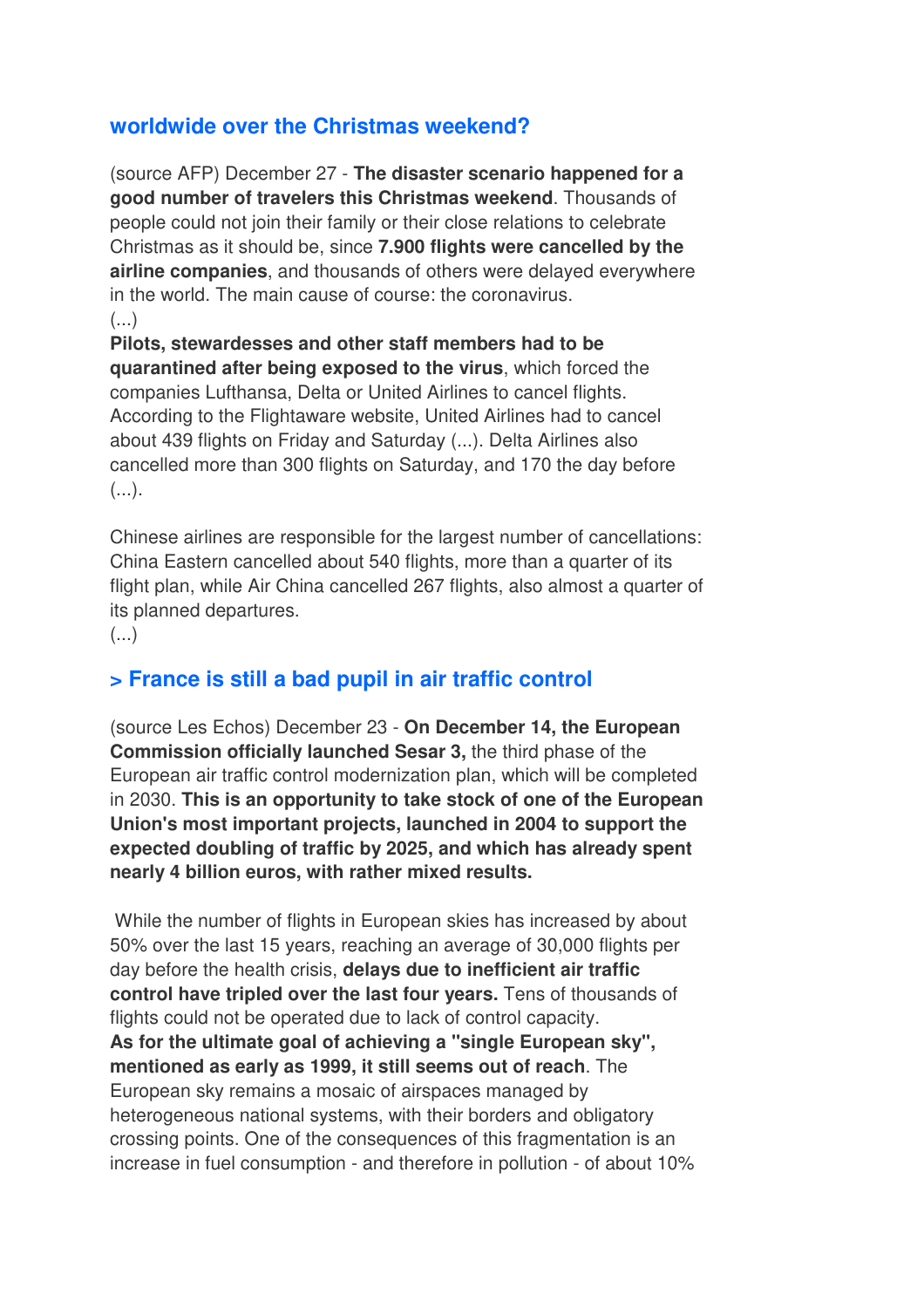## worldwide over the Christmas weekend?

(source AFP) December 27 - **The disaster scenario happened for a good number of travelers this Christmas weekend**. Thousands of people could not join their family or their close relations to celebrate Christmas as it should be, since **7.900 flights were cancelled by the airline companies**, and thousands of others were delayed everywhere in the world. The main cause of course: the coronavirus.
(...)
**Pilots, stewardesses and other staff members had to be quarantined after being exposed to the virus**, which forced the companies Lufthansa, Delta or United Airlines to cancel flights. According to the Flightaware website, United Airlines had to cancel about 439 flights on Friday and Saturday (...). Delta Airlines also cancelled more than 300 flights on Saturday, and 170 the day before (...).

Chinese airlines are responsible for the largest number of cancellations: China Eastern cancelled about 540 flights, more than a quarter of its flight plan, while Air China cancelled 267 flights, also almost a quarter of its planned departures.
(...)

## > France is still a bad pupil in air traffic control

(source Les Echos) December 23 - **On December 14, the European Commission officially launched Sesar 3,** the third phase of the European air traffic control modernization plan, which will be completed in 2030. **This is an opportunity to take stock of one of the European Union's most important projects, launched in 2004 to support the expected doubling of traffic by 2025, and which has already spent nearly 4 billion euros, with rather mixed results.**

While the number of flights in European skies has increased by about 50% over the last 15 years, reaching an average of 30,000 flights per day before the health crisis, **delays due to inefficient air traffic control have tripled over the last four years.** Tens of thousands of flights could not be operated due to lack of control capacity.
**As for the ultimate goal of achieving a "single European sky", mentioned as early as 1999, it still seems out of reach**. The European sky remains a mosaic of airspaces managed by heterogeneous national systems, with their borders and obligatory crossing points. One of the consequences of this fragmentation is an increase in fuel consumption - and therefore in pollution - of about 10%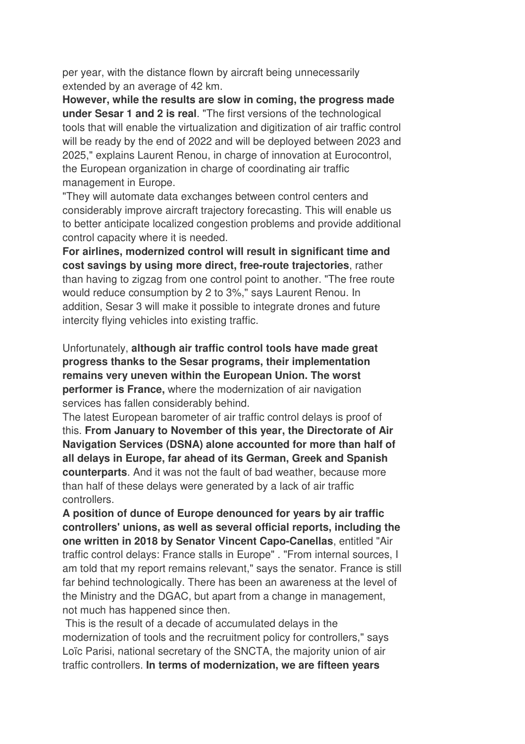per year, with the distance flown by aircraft being unnecessarily extended by an average of 42 km.

**However, while the results are slow in coming, the progress made under Sesar 1 and 2 is real**. "The first versions of the technological tools that will enable the virtualization and digitization of air traffic control will be ready by the end of 2022 and will be deployed between 2023 and 2025," explains Laurent Renou, in charge of innovation at Eurocontrol, the European organization in charge of coordinating air traffic management in Europe.

"They will automate data exchanges between control centers and considerably improve aircraft trajectory forecasting. This will enable us to better anticipate localized congestion problems and provide additional control capacity where it is needed.

**For airlines, modernized control will result in significant time and cost savings by using more direct, free-route trajectories**, rather than having to zigzag from one control point to another. "The free route would reduce consumption by 2 to 3%," says Laurent Renou. In addition, Sesar 3 will make it possible to integrate drones and future intercity flying vehicles into existing traffic.

Unfortunately, **although air traffic control tools have made great progress thanks to the Sesar programs, their implementation remains very uneven within the European Union. The worst performer is France,** where the modernization of air navigation services has fallen considerably behind.

The latest European barometer of air traffic control delays is proof of this. **From January to November of this year, the Directorate of Air Navigation Services (DSNA) alone accounted for more than half of all delays in Europe, far ahead of its German, Greek and Spanish counterparts**. And it was not the fault of bad weather, because more than half of these delays were generated by a lack of air traffic controllers.

**A position of dunce of Europe denounced for years by air traffic controllers' unions, as well as several official reports, including the one written in 2018 by Senator Vincent Capo-Canellas**, entitled "Air traffic control delays: France stalls in Europe" . "From internal sources, I am told that my report remains relevant," says the senator. France is still far behind technologically. There has been an awareness at the level of the Ministry and the DGAC, but apart from a change in management, not much has happened since then.

This is the result of a decade of accumulated delays in the modernization of tools and the recruitment policy for controllers," says Loïc Parisi, national secretary of the SNCTA, the majority union of air traffic controllers. **In terms of modernization, we are fifteen years**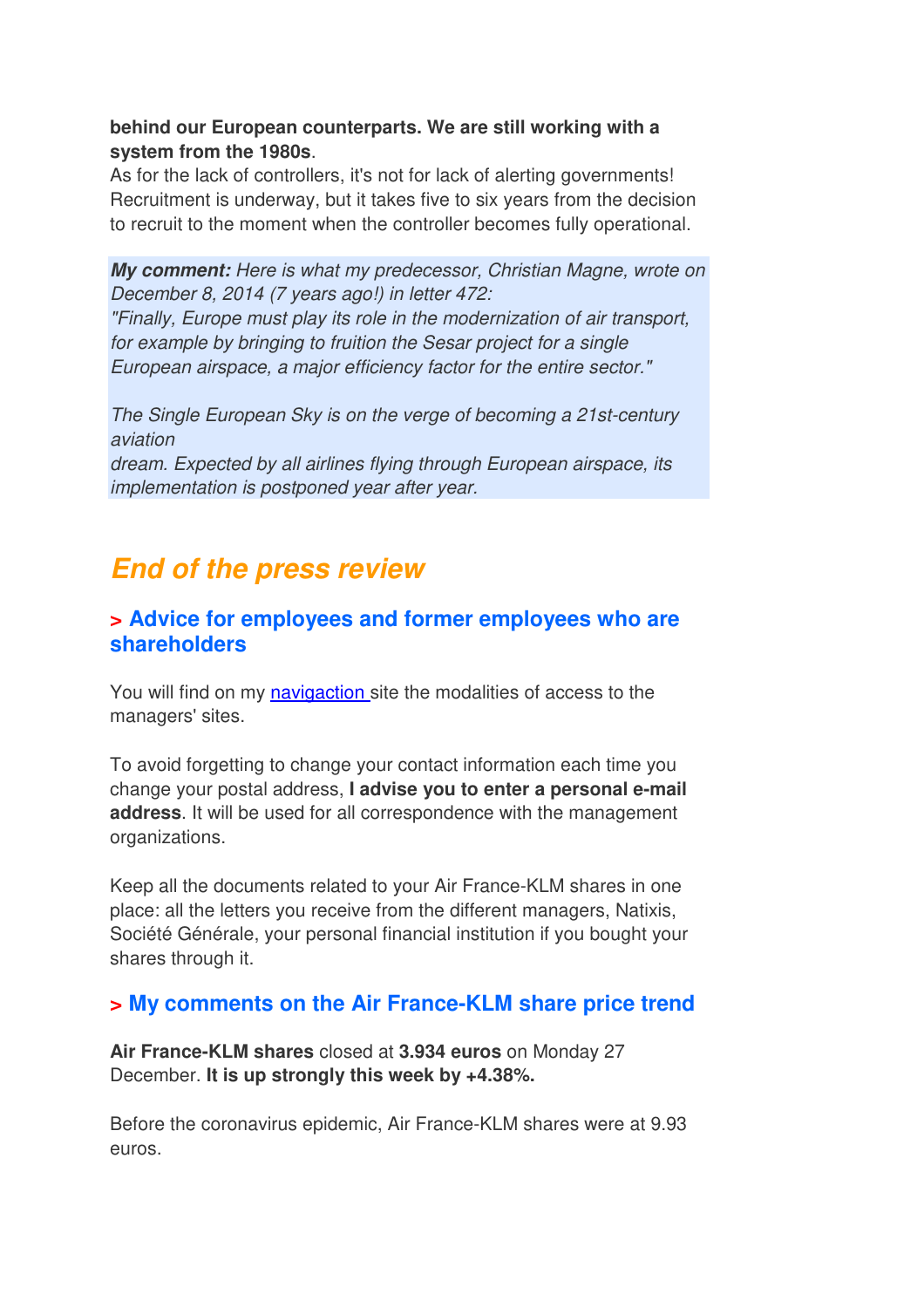**behind our European counterparts. We are still working with a system from the 1980s**.
As for the lack of controllers, it's not for lack of alerting governments! Recruitment is underway, but it takes five to six years from the decision to recruit to the moment when the controller becomes fully operational.

***My comment:*** *Here is what my predecessor, Christian Magne, wrote on December 8, 2014 (7 years ago!) in letter 472:*
*"Finally, Europe must play its role in the modernization of air transport, for example by bringing to fruition the Sesar project for a single European airspace, a major efficiency factor for the entire sector."*

*The Single European Sky is on the verge of becoming a 21st-century aviation*
*dream. Expected by all airlines flying through European airspace, its implementation is postponed year after year.*

## *End of the press review*

### > Advice for employees and former employees who are shareholders

You will find on my navigaction site the modalities of access to the managers' sites.

To avoid forgetting to change your contact information each time you change your postal address, **I advise you to enter a personal e-mail address**. It will be used for all correspondence with the management organizations.

Keep all the documents related to your Air France-KLM shares in one place: all the letters you receive from the different managers, Natixis, Société Générale, your personal financial institution if you bought your shares through it.

### > My comments on the Air France-KLM share price trend

**Air France-KLM shares** closed at **3.934 euros** on Monday 27 December. **It is up strongly this week by +4.38%.**

Before the coronavirus epidemic, Air France-KLM shares were at 9.93 euros.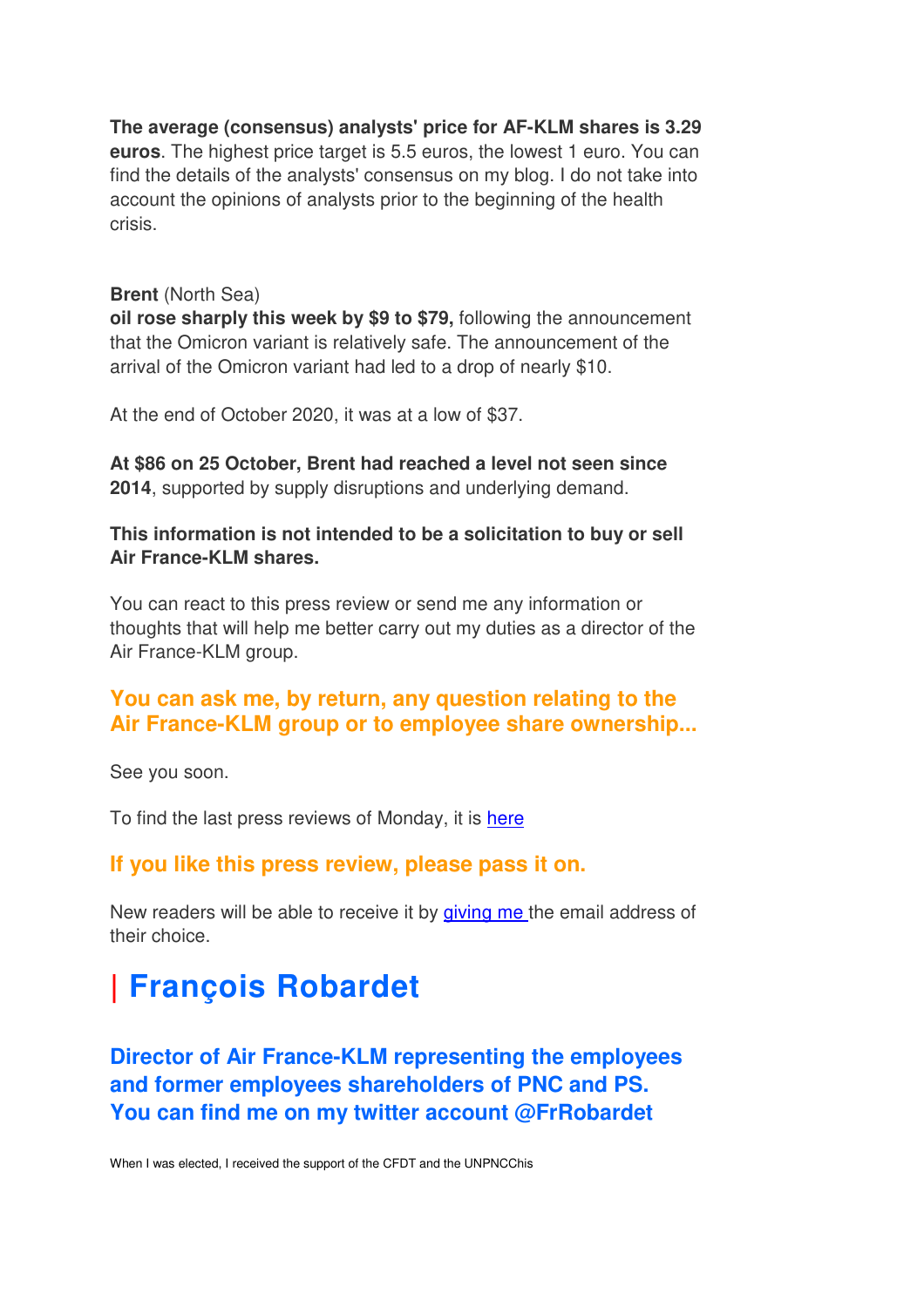**The average (consensus) analysts' price for AF-KLM shares is 3.29 euros**. The highest price target is 5.5 euros, the lowest 1 euro. You can find the details of the analysts' consensus on my blog. I do not take into account the opinions of analysts prior to the beginning of the health crisis.

**Brent** (North Sea)
**oil rose sharply this week by $9 to $79,** following the announcement that the Omicron variant is relatively safe. The announcement of the arrival of the Omicron variant had led to a drop of nearly $10.

At the end of October 2020, it was at a low of $37.

**At $86 on 25 October, Brent had reached a level not seen since 2014**, supported by supply disruptions and underlying demand.

**This information is not intended to be a solicitation to buy or sell Air France-KLM shares.**

You can react to this press review or send me any information or thoughts that will help me better carry out my duties as a director of the Air France-KLM group.

### You can ask me, by return, any question relating to the Air France-KLM group or to employee share ownership...

See you soon.

To find the last press reviews of Monday, it is [here]

### If you like this press review, please pass it on.

New readers will be able to receive it by [giving me] the email address of their choice.

# | François Robardet

### Director of Air France-KLM representing the employees and former employees shareholders of PNC and PS. You can find me on my twitter account @FrRobardet

When I was elected, I received the support of the CFDT and the UNPNCChis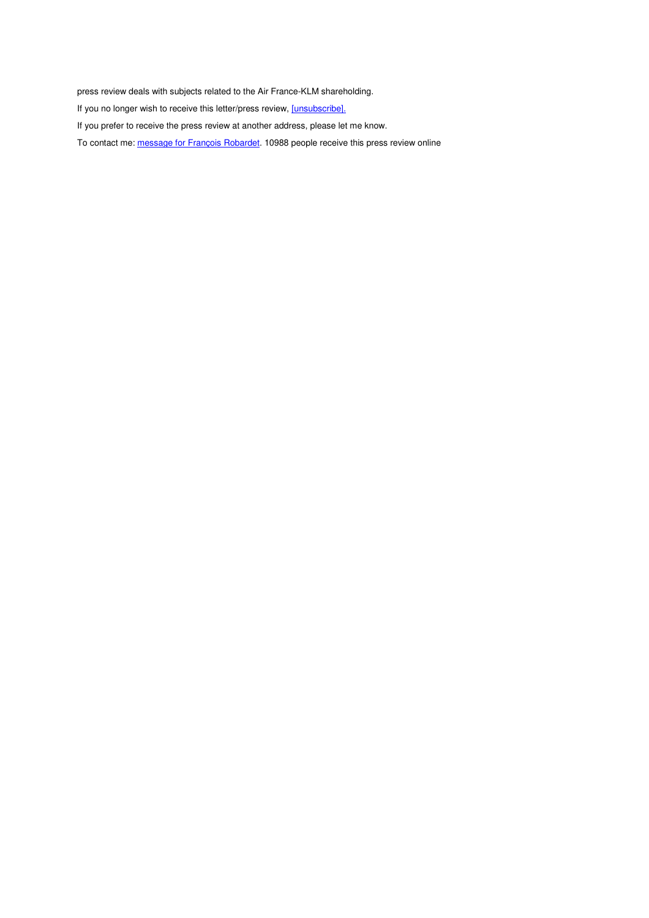press review deals with subjects related to the Air France-KLM shareholding.

If you no longer wish to receive this letter/press review, [unsubscribe].

If you prefer to receive the press review at another address, please let me know.

To contact me: message for François Robardet. 10988 people receive this press review online